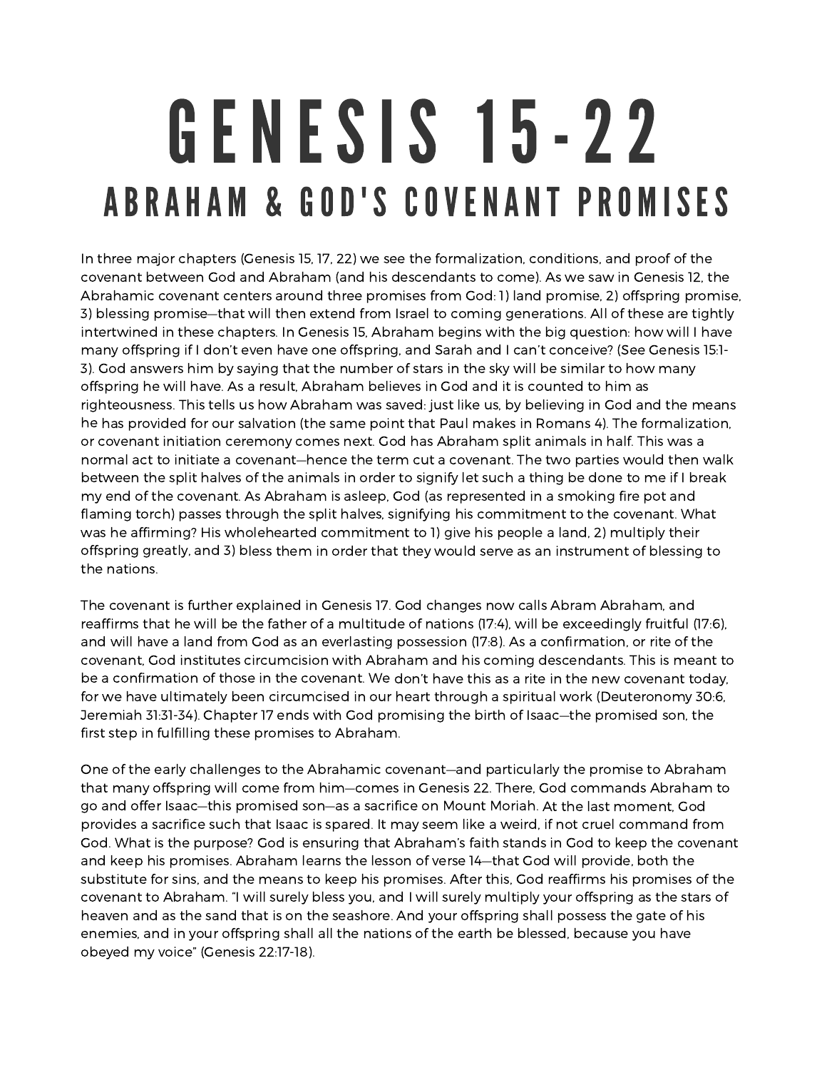# GENESIS 15-22

## ABRAHAM & GOD'S COVENANT PROMISES

In three major chapters (Genesis 15, 17, 22) we see the formalization, conditions, and proof of the covenant between God and Abraham (and his descendants to come). As we saw in Genesis 12, the Abrahamic covenant centers around three promises from God: 1) land promise, 2) offspring promise, 3) blessing promise—that will then extend from Israel to coming generations. All of these are tightly intertwined in these chapters. In Genesis 15, Abraham begins with the big question: how will I have many offspring if I don't even have one offspring, and Sarah and I can't conceive? (See Genesis 15:1-3). God answers him by saying that the number of stars in the sky will be similar to how many offspring he will have. As a result, Abraham believes in God and it is counted to him as righteousness. This tells us how Abraham was saved: just like us, by believing in God and the means he has provided for our salvation (the same point that Paul makes in Romans 4). The formalization, or covenant initiation ceremony comes next. God has Abraham split animals in half. This was a normal act to initiate a covenant—hence the term cut a covenant. The two parties would then walk between the split halves of the animals in order to signify let such a thing be done to me if I break my end of the covenant. As Abraham is asleep, God (as represented in a smoking fire pot and flaming torch) passes through the split halves, signifying his commitment to the covenant. What was he affirming? His wholehearted commitment to 1) give his people a land, 2) multiply their offspring greatly, and 3) bless them in order that they would serve as an instrument of blessing to the nations.

The covenant is further explained in Genesis 17. God changes now calls Abram Abraham, and reaffirms that he will be the father of a multitude of nations (17:4), will be exceedingly fruitful (17:6), and will have a land from God as an everlasting possession (17:8). As a confirmation, or rite of the covenant, God institutes circumcision with Abraham and his coming descendants. This is meant to be a confirmation of those in the covenant. We don't have this as a rite in the new covenant today, for we have ultimately been circumcised in our heart through a spiritual work (Deuteronomy 30:6, Jeremiah 31:31-34). Chapter 17 ends with God promising the birth of Isaac—the promised son, the first step in fulfilling these promises to Abraham.

One of the early challenges to the Abrahamic covenant—and particularly the promise to Abraham that many offspring will come from him—comes in Genesis 22. There, God commands Abraham to go and offer Isaac—this promised son—as a sacrifice on Mount Moriah. At the last moment, God provides a sacrifice such that Isaac is spared. It may seem like a weird, if not cruel command from God. What is the purpose? God is ensuring that Abraham's faith stands in God to keep the covenant and keep his promises. Abraham learns the lesson of verse 14—that God will provide, both the substitute for sins, and the means to keep his promises. After this, God reaffirms his promises of the covenant to Abraham. "I will surely bless you, and I will surely multiply your offspring as the stars of heaven and as the sand that is on the seashore. And your offspring shall possess the gate of his enemies, and in your offspring shall all the nations of the earth be blessed, because you have obeyed my voice" (Genesis 22:17-18).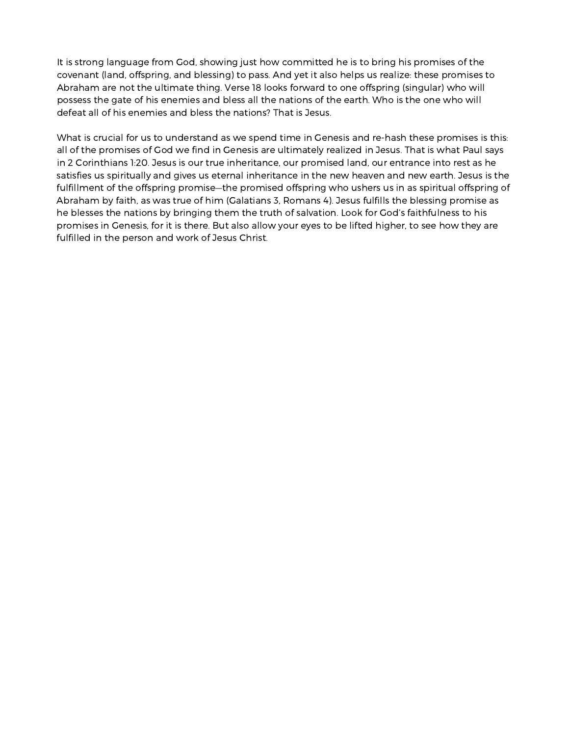It is strong language from God, showing just how committed he is to bring his promises of the covenant (land, offspring, and blessing) to pass. And yet it also helps us realize: these promises to Abraham are not the ultimate thing. Verse 18 looks forward to one offspring (singular) who will possess the gate of his enemies and bless all the nations of the earth. Who is the one who will defeat all of his enemies and bless the nations? That is Jesus.

What is crucial for us to understand as we spend time in Genesis and re-hash these promises is this: all of the promises of God we find in Genesis are ultimately realized in Jesus. That is what Paul says in 2 Corinthians 1:20. Jesus is our true inheritance, our promised land, our entrance into rest as he satisfies us spiritually and gives us eternal inheritance in the new heaven and new earth. Jesus is the fulfillment of the offspring promise—the promised offspring who ushers us in as spiritual offspring of Abraham by faith, as was true of him (Galatians 3, Romans 4). Jesus fulfills the blessing promise as he blesses the nations by bringing them the truth of salvation. Look for God's faithfulness to his promises in Genesis, for it is there. But also allow your eyes to be lifted higher, to see how they are fulfilled in the person and work of Jesus Christ.